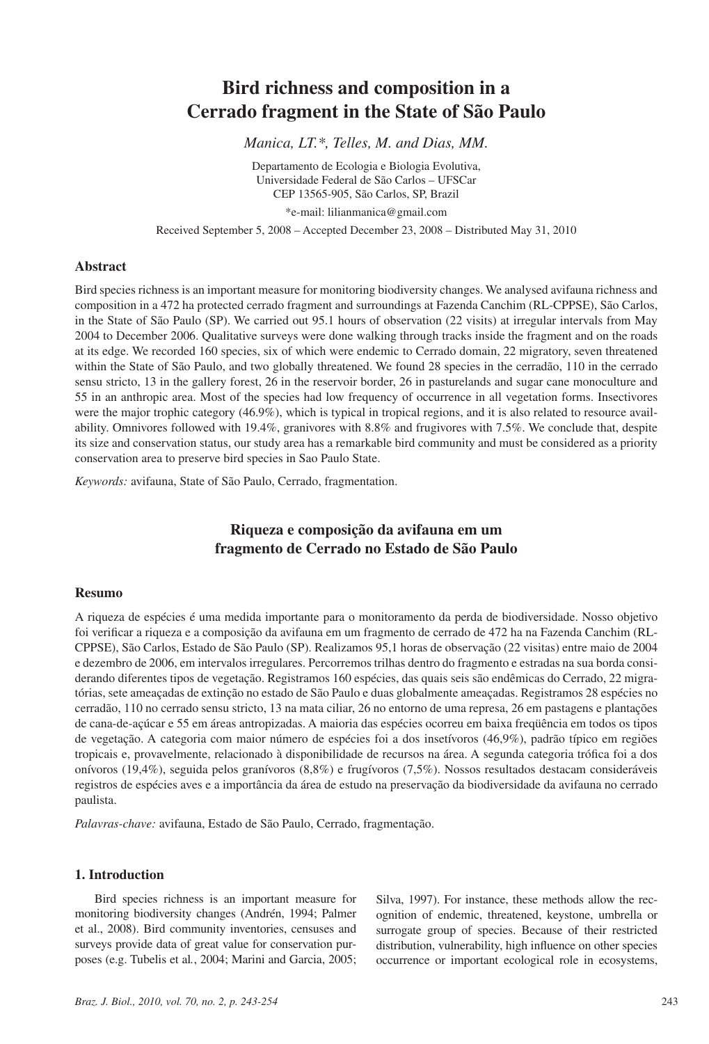# Bird richness and composition in a Cerrado fragment in the State of São Paulo

*Manica, LT.\*, Telles, M. and Dias, MM.*

Departamento de Ecologia e Biologia Evolutiva,
Universidade Federal de São Carlos – UFSCar
CEP 13565-905, São Carlos, SP, Brazil

\*e-mail: lilianmanica@gmail.com

Received September 5, 2008 – Accepted December 23, 2008 – Distributed May 31, 2010

## Abstract

Bird species richness is an important measure for monitoring biodiversity changes. We analysed avifauna richness and composition in a 472 ha protected cerrado fragment and surroundings at Fazenda Canchim (RL-CPPSE), São Carlos, in the State of São Paulo (SP). We carried out 95.1 hours of observation (22 visits) at irregular intervals from May 2004 to December 2006. Qualitative surveys were done walking through tracks inside the fragment and on the roads at its edge. We recorded 160 species, six of which were endemic to Cerrado domain, 22 migratory, seven threatened within the State of São Paulo, and two globally threatened. We found 28 species in the cerradão, 110 in the cerrado sensu stricto, 13 in the gallery forest, 26 in the reservoir border, 26 in pasturelands and sugar cane monoculture and 55 in an anthropic area. Most of the species had low frequency of occurrence in all vegetation forms. Insectivores were the major trophic category (46.9%), which is typical in tropical regions, and it is also related to resource availability. Omnivores followed with 19.4%, granivores with 8.8% and frugivores with 7.5%. We conclude that, despite its size and conservation status, our study area has a remarkable bird community and must be considered as a priority conservation area to preserve bird species in Sao Paulo State.

*Keywords:* avifauna, State of São Paulo, Cerrado, fragmentation.

## Riqueza e composição da avifauna em um fragmento de Cerrado no Estado de São Paulo

## Resumo

A riqueza de espécies é uma medida importante para o monitoramento da perda de biodiversidade. Nosso objetivo foi verificar a riqueza e a composição da avifauna em um fragmento de cerrado de 472 ha na Fazenda Canchim (RL-CPPSE), São Carlos, Estado de São Paulo (SP). Realizamos 95,1 horas de observação (22 visitas) entre maio de 2004 e dezembro de 2006, em intervalos irregulares. Percorremos trilhas dentro do fragmento e estradas na sua borda considerando diferentes tipos de vegetação. Registramos 160 espécies, das quais seis são endêmicas do Cerrado, 22 migratórias, sete ameaçadas de extinção no estado de São Paulo e duas globalmente ameaçadas. Registramos 28 espécies no cerradão, 110 no cerrado sensu stricto, 13 na mata ciliar, 26 no entorno de uma represa, 26 em pastagens e plantações de cana-de-açúcar e 55 em áreas antropizadas. A maioria das espécies ocorreu em baixa freqüência em todos os tipos de vegetação. A categoria com maior número de espécies foi a dos insetívoros (46,9%), padrão típico em regiões tropicais e, provavelmente, relacionado à disponibilidade de recursos na área. A segunda categoria trófica foi a dos onívoros (19,4%), seguida pelos granívoros (8,8%) e frugívoros (7,5%). Nossos resultados destacam consideráveis registros de espécies aves e a importância da área de estudo na preservação da biodiversidade da avifauna no cerrado paulista.

*Palavras-chave:* avifauna, Estado de São Paulo, Cerrado, fragmentação.

## 1. Introduction

Bird species richness is an important measure for monitoring biodiversity changes (Andrén, 1994; Palmer et al., 2008). Bird community inventories, censuses and surveys provide data of great value for conservation purposes (e.g. Tubelis et al., 2004; Marini and Garcia, 2005; Silva, 1997). For instance, these methods allow the recognition of endemic, threatened, keystone, umbrella or surrogate group of species. Because of their restricted distribution, vulnerability, high influence on other species occurrence or important ecological role in ecosystems,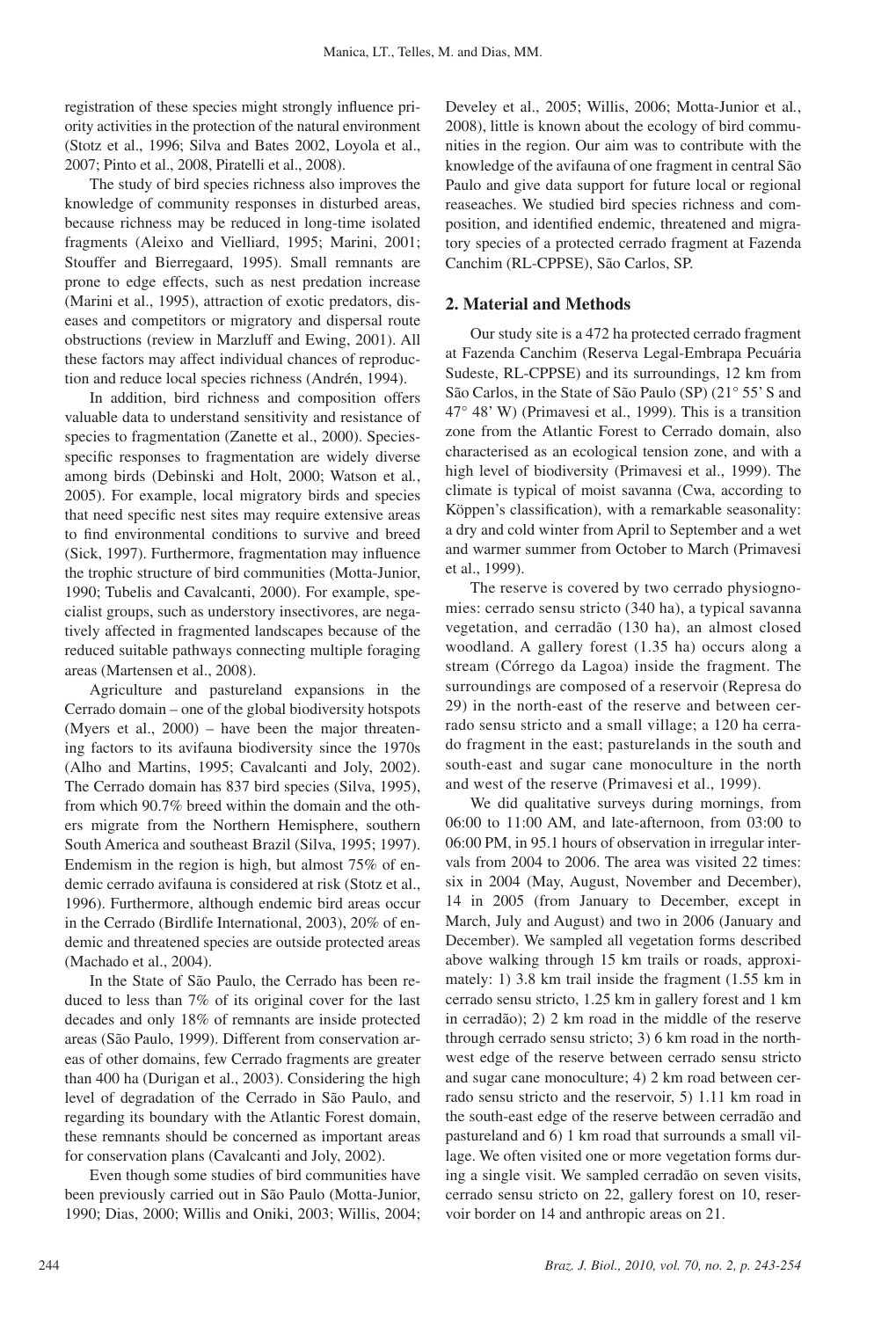registration of these species might strongly influence priority activities in the protection of the natural environment (Stotz et al., 1996; Silva and Bates 2002, Loyola et al., 2007; Pinto et al., 2008, Piratelli et al., 2008).

The study of bird species richness also improves the knowledge of community responses in disturbed areas, because richness may be reduced in long-time isolated fragments (Aleixo and Vielliard, 1995; Marini, 2001; Stouffer and Bierregaard, 1995). Small remnants are prone to edge effects, such as nest predation increase (Marini et al., 1995), attraction of exotic predators, diseases and competitors or migratory and dispersal route obstructions (review in Marzluff and Ewing, 2001). All these factors may affect individual chances of reproduction and reduce local species richness (Andrén, 1994).

In addition, bird richness and composition offers valuable data to understand sensitivity and resistance of species to fragmentation (Zanette et al., 2000). Species-specific responses to fragmentation are widely diverse among birds (Debinski and Holt, 2000; Watson et al., 2005). For example, local migratory birds and species that need specific nest sites may require extensive areas to find environmental conditions to survive and breed (Sick, 1997). Furthermore, fragmentation may influence the trophic structure of bird communities (Motta-Junior, 1990; Tubelis and Cavalcanti, 2000). For example, specialist groups, such as understory insectivores, are negatively affected in fragmented landscapes because of the reduced suitable pathways connecting multiple foraging areas (Martensen et al., 2008).

Agriculture and pastureland expansions in the Cerrado domain – one of the global biodiversity hotspots (Myers et al., 2000) – have been the major threatening factors to its avifauna biodiversity since the 1970s (Alho and Martins, 1995; Cavalcanti and Joly, 2002). The Cerrado domain has 837 bird species (Silva, 1995), from which 90.7% breed within the domain and the others migrate from the Northern Hemisphere, southern South America and southeast Brazil (Silva, 1995; 1997). Endemism in the region is high, but almost 75% of endemic cerrado avifauna is considered at risk (Stotz et al., 1996). Furthermore, although endemic bird areas occur in the Cerrado (Birdlife International, 2003), 20% of endemic and threatened species are outside protected areas (Machado et al., 2004).

In the State of São Paulo, the Cerrado has been reduced to less than 7% of its original cover for the last decades and only 18% of remnants are inside protected areas (São Paulo, 1999). Different from conservation areas of other domains, few Cerrado fragments are greater than 400 ha (Durigan et al., 2003). Considering the high level of degradation of the Cerrado in São Paulo, and regarding its boundary with the Atlantic Forest domain, these remnants should be concerned as important areas for conservation plans (Cavalcanti and Joly, 2002).

Even though some studies of bird communities have been previously carried out in São Paulo (Motta-Junior, 1990; Dias, 2000; Willis and Oniki, 2003; Willis, 2004; Develey et al., 2005; Willis, 2006; Motta-Junior et al., 2008), little is known about the ecology of bird communities in the region. Our aim was to contribute with the knowledge of the avifauna of one fragment in central São Paulo and give data support for future local or regional reaseaches. We studied bird species richness and composition, and identified endemic, threatened and migratory species of a protected cerrado fragment at Fazenda Canchim (RL-CPPSE), São Carlos, SP.

## 2. Material and Methods

Our study site is a 472 ha protected cerrado fragment at Fazenda Canchim (Reserva Legal-Embrapa Pecuária Sudeste, RL-CPPSE) and its surroundings, 12 km from São Carlos, in the State of São Paulo (SP) (21° 55' S and 47° 48' W) (Primavesi et al., 1999). This is a transition zone from the Atlantic Forest to Cerrado domain, also characterised as an ecological tension zone, and with a high level of biodiversity (Primavesi et al., 1999). The climate is typical of moist savanna (Cwa, according to Köppen's classification), with a remarkable seasonality: a dry and cold winter from April to September and a wet and warmer summer from October to March (Primavesi et al., 1999).

The reserve is covered by two cerrado physiognomies: cerrado sensu stricto (340 ha), a typical savanna vegetation, and cerradão (130 ha), an almost closed woodland. A gallery forest (1.35 ha) occurs along a stream (Córrego da Lagoa) inside the fragment. The surroundings are composed of a reservoir (Represa do 29) in the north-east of the reserve and between cerrado sensu stricto and a small village; a 120 ha cerrado fragment in the east; pasturelands in the south and south-east and sugar cane monoculture in the north and west of the reserve (Primavesi et al., 1999).

We did qualitative surveys during mornings, from 06:00 to 11:00 AM, and late-afternoon, from 03:00 to 06:00 PM, in 95.1 hours of observation in irregular intervals from 2004 to 2006. The area was visited 22 times: six in 2004 (May, August, November and December), 14 in 2005 (from January to December, except in March, July and August) and two in 2006 (January and December). We sampled all vegetation forms described above walking through 15 km trails or roads, approximately: 1) 3.8 km trail inside the fragment (1.55 km in cerrado sensu stricto, 1.25 km in gallery forest and 1 km in cerradão); 2) 2 km road in the middle of the reserve through cerrado sensu stricto; 3) 6 km road in the northwest edge of the reserve between cerrado sensu stricto and sugar cane monoculture; 4) 2 km road between cerrado sensu stricto and the reservoir, 5) 1.11 km road in the south-east edge of the reserve between cerradão and pastureland and 6) 1 km road that surrounds a small village. We often visited one or more vegetation forms during a single visit. We sampled cerradão on seven visits, cerrado sensu stricto on 22, gallery forest on 10, reservoir border on 14 and anthropic areas on 21.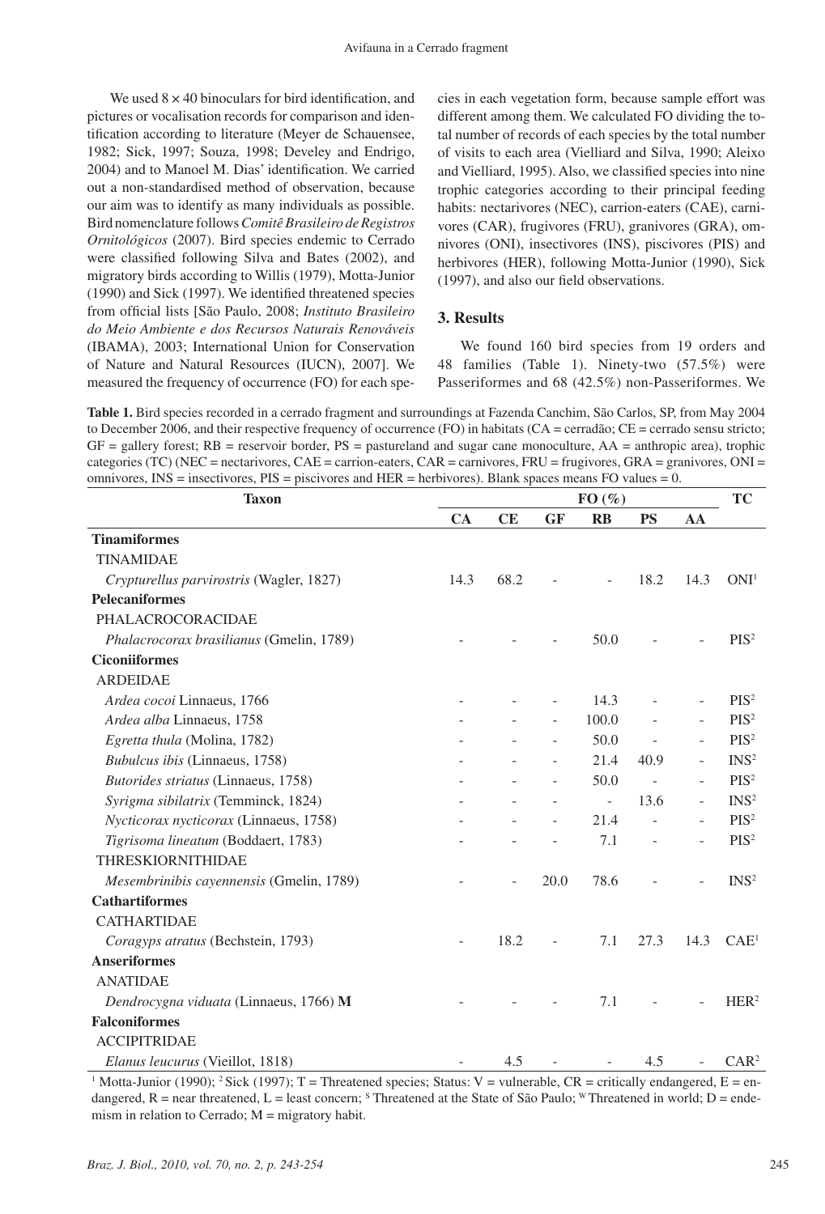We used 8 × 40 binoculars for bird identification, and pictures or vocalisation records for comparison and identification according to literature (Meyer de Schauensee, 1982; Sick, 1997; Souza, 1998; Develey and Endrigo, 2004) and to Manoel M. Dias' identification. We carried out a non-standardised method of observation, because our aim was to identify as many individuals as possible. Bird nomenclature follows *Comitê Brasileiro de Registros Ornitológicos* (2007). Bird species endemic to Cerrado were classified following Silva and Bates (2002), and migratory birds according to Willis (1979), Motta-Junior (1990) and Sick (1997). We identified threatened species from official lists [São Paulo, 2008; *Instituto Brasileiro do Meio Ambiente e dos Recursos Naturais Renováveis* (IBAMA), 2003; International Union for Conservation of Nature and Natural Resources (IUCN), 2007]. We measured the frequency of occurrence (FO) for each species in each vegetation form, because sample effort was different among them. We calculated FO dividing the total number of records of each species by the total number of visits to each area (Vielliard and Silva, 1990; Aleixo and Vielliard, 1995). Also, we classified species into nine trophic categories according to their principal feeding habits: nectarivores (NEC), carrion-eaters (CAE), carnivores (CAR), frugivores (FRU), granivores (GRA), omnivores (ONI), insectivores (INS), piscivores (PIS) and herbivores (HER), following Motta-Junior (1990), Sick (1997), and also our field observations.

## 3. Results

We found 160 bird species from 19 orders and 48 families (Table 1). Ninety-two (57.5%) were Passeriformes and 68 (42.5%) non-Passeriformes. We

**Table 1.** Bird species recorded in a cerrado fragment and surroundings at Fazenda Canchim, São Carlos, SP, from May 2004 to December 2006, and their respective frequency of occurrence (FO) in habitats (CA = cerradão; CE = cerrado sensu stricto; GF = gallery forest; RB = reservoir border, PS = pastureland and sugar cane monoculture, AA = anthropic area), trophic categories (TC) (NEC = nectarivores, CAE = carrion-eaters, CAR = carnivores, FRU = frugivores, GRA = granivores, ONI = omnivores, INS = insectivores, PIS = piscivores and HER = herbivores). Blank spaces means FO values = 0.

| Taxon | FO (%) | | | | | | TC |
|---|---|---|---|---|---|---|---|
| | CA | CE | GF | RB | PS | AA | |
| **Tinamiformes** | | | | | | | |
| TINAMIDAE | | | | | | | |
| *Crypturellus parvirostris* (Wagler, 1827) | 14.3 | 68.2 | - | - | 18.2 | 14.3 | ONI[1] |
| **Pelecaniformes** | | | | | | | |
| PHALACROCORACIDAE | | | | | | | |
| *Phalacrocorax brasilianus* (Gmelin, 1789) | - | - | - | 50.0 | - | - | PIS[2] |
| **Ciconiiformes** | | | | | | | |
| ARDEIDAE | | | | | | | |
| *Ardea cocoi* Linnaeus, 1766 | - | - | - | 14.3 | - | - | PIS[2] |
| *Ardea alba* Linnaeus, 1758 | - | - | - | 100.0 | - | - | PIS[2] |
| *Egretta thula* (Molina, 1782) | - | - | - | 50.0 | - | - | PIS[2] |
| *Bubulcus ibis* (Linnaeus, 1758) | - | - | - | 21.4 | 40.9 | - | INS[2] |
| *Butorides striatus* (Linnaeus, 1758) | - | - | - | 50.0 | - | - | PIS[2] |
| *Syrigma sibilatrix* (Temminck, 1824) | - | - | - | - | 13.6 | - | INS[2] |
| *Nycticorax nycticorax* (Linnaeus, 1758) | - | - | - | 21.4 | - | - | PIS[2] |
| *Tigrisoma lineatum* (Boddaert, 1783) | - | - | - | 7.1 | - | - | PIS[2] |
| THRESKIORNITHIDAE | | | | | | | |
| *Mesembrinibis cayennensis* (Gmelin, 1789) | - | - | 20.0 | 78.6 | - | - | INS[2] |
| **Cathartiformes** | | | | | | | |
| CATHARTIDAE | | | | | | | |
| *Coragyps atratus* (Bechstein, 1793) | - | 18.2 | - | 7.1 | 27.3 | 14.3 | CAE[1] |
| **Anseriformes** | | | | | | | |
| ANATIDAE | | | | | | | |
| *Dendrocygna viduata* (Linnaeus, 1766) **M** | - | - | - | 7.1 | - | - | HER[2] |
| **Falconiformes** | | | | | | | |
| ACCIPITRIDAE | | | | | | | |
| *Elanus leucurus* (Vieillot, 1818) | - | 4.5 | - | - | 4.5 | - | CAR[2] |

[1] Motta-Junior (1990); [2] Sick (1997); T = Threatened species; Status: V = vulnerable, CR = critically endangered, E = endangered, R = near threatened, L = least concern; [S] Threatened at the State of São Paulo; [W] Threatened in world; D = endemism in relation to Cerrado; M = migratory habit.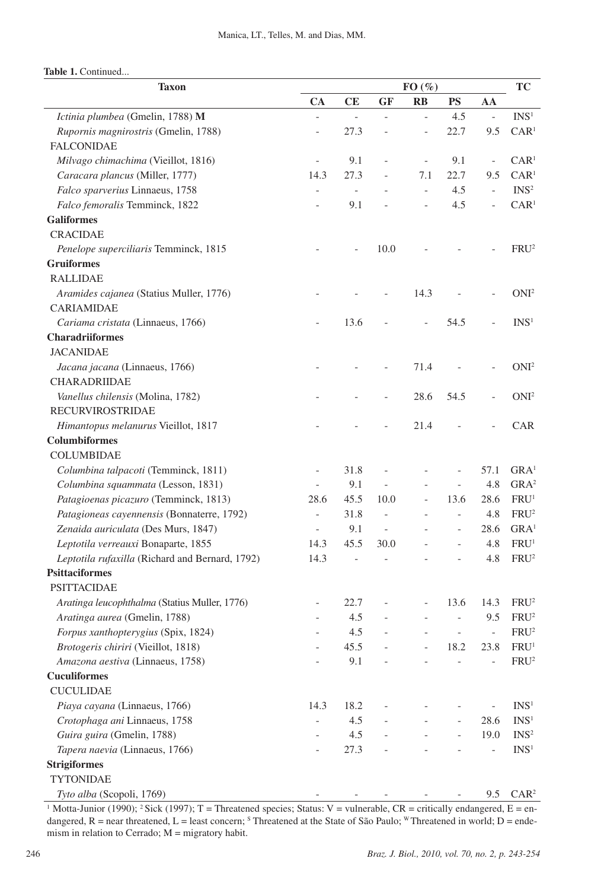**Table 1.** Continued...

| Taxon | FO (%) | | | | | | TC |
|---|---|---|---|---|---|---|---|
| | CA | CE | GF | RB | PS | AA | |
| *Ictinia plumbea* (Gmelin, 1788) **M** | - | - | - | - | 4.5 | - | INS[1] |
| *Rupornis magnirostris* (Gmelin, 1788) | - | 27.3 | - | - | 22.7 | 9.5 | CAR[1] |
| FALCONIDAE | | | | | | | |
| *Milvago chimachima* (Vieillot, 1816) | - | 9.1 | - | - | 9.1 | - | CAR[1] |
| *Caracara plancus* (Miller, 1777) | 14.3 | 27.3 | - | 7.1 | 22.7 | 9.5 | CAR[1] |
| *Falco sparverius* Linnaeus, 1758 | - | - | - | - | 4.5 | - | INS[2] |
| *Falco femoralis* Temminck, 1822 | - | 9.1 | - | - | 4.5 | - | CAR[1] |
| **Galiformes** | | | | | | | |
| CRACIDAE | | | | | | | |
| *Penelope superciliaris* Temminck, 1815 | - | - | 10.0 | - | - | - | FRU[2] |
| **Gruiformes** | | | | | | | |
| RALLIDAE | | | | | | | |
| *Aramides cajanea* (Statius Muller, 1776) | - | - | - | 14.3 | - | - | ONI[2] |
| CARIAMIDAE | | | | | | | |
| *Cariama cristata* (Linnaeus, 1766) | - | 13.6 | - | - | 54.5 | - | INS[1] |
| **Charadriiformes** | | | | | | | |
| JACANIDAE | | | | | | | |
| *Jacana jacana* (Linnaeus, 1766) | - | - | - | 71.4 | - | - | ONI[2] |
| CHARADRIIDAE | | | | | | | |
| *Vanellus chilensis* (Molina, 1782) | - | - | - | 28.6 | 54.5 | - | ONI[2] |
| RECURVIROSTRIDAE | | | | | | | |
| *Himantopus melanurus* Vieillot, 1817 | - | - | - | 21.4 | - | - | CAR |
| **Columbiformes** | | | | | | | |
| COLUMBIDAE | | | | | | | |
| *Columbina talpacoti* (Temminck, 1811) | - | 31.8 | - | - | - | 57.1 | GRA[1] |
| *Columbina squammata* (Lesson, 1831) | - | 9.1 | - | - | - | 4.8 | GRA[2] |
| *Patagioenas picazuro* (Temminck, 1813) | 28.6 | 45.5 | 10.0 | - | 13.6 | 28.6 | FRU[1] |
| *Patagioneas cayennensis* (Bonnaterre, 1792) | - | 31.8 | - | - | - | 4.8 | FRU[2] |
| *Zenaida auriculata* (Des Murs, 1847) | - | 9.1 | - | - | - | 28.6 | GRA[1] |
| *Leptotila verreauxi* Bonaparte, 1855 | 14.3 | 45.5 | 30.0 | - | - | 4.8 | FRU[1] |
| *Leptotila rufaxilla* (Richard and Bernard, 1792) | 14.3 | - | - | - | - | 4.8 | FRU[2] |
| **Psittaciformes** | | | | | | | |
| PSITTACIDAE | | | | | | | |
| *Aratinga leucophthalma* (Statius Muller, 1776) | - | 22.7 | - | - | 13.6 | 14.3 | FRU[2] |
| *Aratinga aurea* (Gmelin, 1788) | - | 4.5 | - | - | - | 9.5 | FRU[2] |
| *Forpus xanthopterygius* (Spix, 1824) | - | 4.5 | - | - | - | - | FRU[2] |
| *Brotogeris chiriri* (Vieillot, 1818) | - | 45.5 | - | - | 18.2 | 23.8 | FRU[1] |
| *Amazona aestiva* (Linnaeus, 1758) | - | 9.1 | - | - | - | - | FRU[2] |
| **Cuculiformes** | | | | | | | |
| CUCULIDAE | | | | | | | |
| *Piaya cayana* (Linnaeus, 1766) | 14.3 | 18.2 | - | - | - | - | INS[1] |
| *Crotophaga ani* Linnaeus, 1758 | - | 4.5 | - | - | - | 28.6 | INS[1] |
| *Guira guira* (Gmelin, 1788) | - | 4.5 | - | - | - | 19.0 | INS[2] |
| *Tapera naevia* (Linnaeus, 1766) | - | 27.3 | - | - | - | - | INS[1] |
| **Strigiformes** | | | | | | | |
| TYTONIDAE | | | | | | | |
| *Tyto alba* (Scopoli, 1769) | - | - | - | - | - | 9.5 | CAR[2] |

[1] Motta-Junior (1990); [2] Sick (1997); T = Threatened species; Status: V = vulnerable, CR = critically endangered, E = endangered, R = near threatened, L = least concern; [S] Threatened at the State of São Paulo; [W] Threatened in world; D = endemism in relation to Cerrado; M = migratory habit.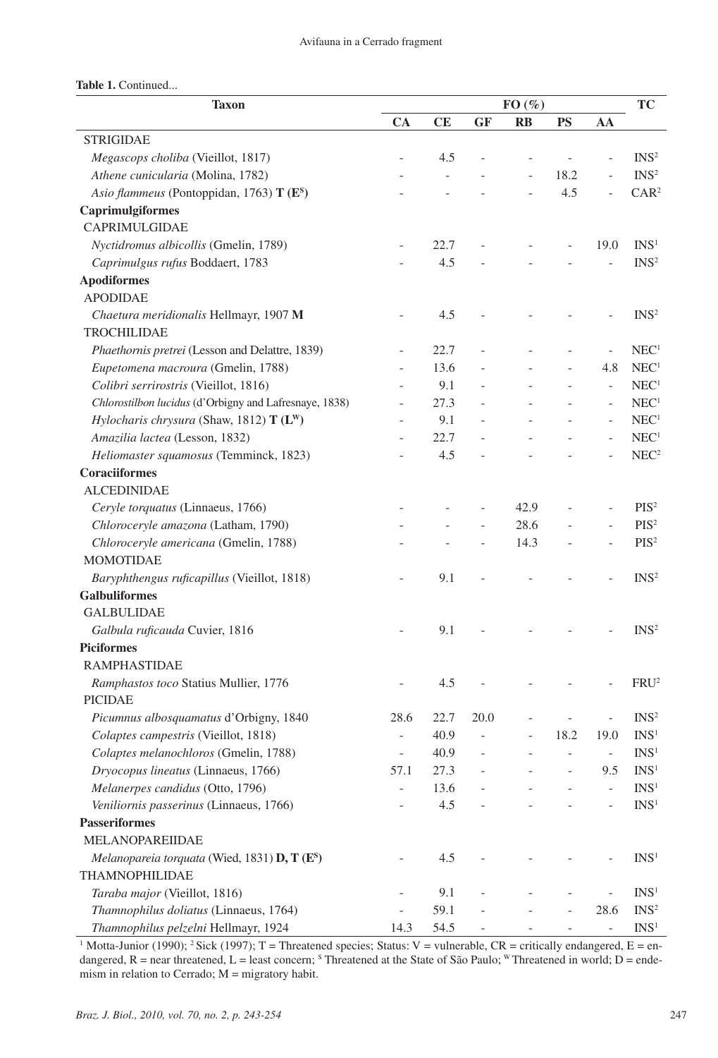**Table 1.** Continued...

| Taxon | FO (%) | | | | | | TC |
|---|---|---|---|---|---|---|---|
| | CA | CE | GF | RB | PS | AA | |
| STRIGIDAE | | | | | | | |
| *Megascops choliba* (Vieillot, 1817) | - | 4.5 | - | - | - | - | INS[2] |
| *Athene cunicularia* (Molina, 1782) | - | - | - | - | 18.2 | - | INS[2] |
| *Asio flammeus* (Pontoppidan, 1763) **T (E[S])** | - | - | - | - | 4.5 | - | CAR[2] |
| **Caprimulgiformes** | | | | | | | |
| CAPRIMULGIDAE | | | | | | | |
| *Nyctidromus albicollis* (Gmelin, 1789) | - | 22.7 | - | - | - | 19.0 | INS[1] |
| *Caprimulgus rufus* Boddaert, 1783 | - | 4.5 | - | - | - | - | INS[2] |
| **Apodiformes** | | | | | | | |
| APODIDAE | | | | | | | |
| *Chaetura meridionalis* Hellmayr, 1907 **M** | - | 4.5 | - | - | - | - | INS[2] |
| TROCHILIDAE | | | | | | | |
| *Phaethornis pretrei* (Lesson and Delattre, 1839) | - | 22.7 | - | - | - | - | NEC[1] |
| *Eupetomena macroura* (Gmelin, 1788) | - | 13.6 | - | - | - | 4.8 | NEC[1] |
| *Colibri serrirostris* (Vieillot, 1816) | - | 9.1 | - | - | - | - | NEC[1] |
| *Chlorostilbon lucidus* (d'Orbigny and Lafresnaye, 1838) | - | 27.3 | - | - | - | - | NEC[1] |
| *Hylocharis chrysura* (Shaw, 1812) **T (L[W])** | - | 9.1 | - | - | - | - | NEC[1] |
| *Amazilia lactea* (Lesson, 1832) | - | 22.7 | - | - | - | - | NEC[1] |
| *Heliomaster squamosus* (Temminck, 1823) | - | 4.5 | - | - | - | - | NEC[2] |
| **Coraciiformes** | | | | | | | |
| ALCEDINIDAE | | | | | | | |
| *Ceryle torquatus* (Linnaeus, 1766) | - | - | - | 42.9 | - | - | PIS[2] |
| *Chloroceryle amazona* (Latham, 1790) | - | - | - | 28.6 | - | - | PIS[2] |
| *Chloroceryle americana* (Gmelin, 1788) | - | - | - | 14.3 | - | - | PIS[2] |
| MOMOTIDAE | | | | | | | |
| *Baryphthengus ruficapillus* (Vieillot, 1818) | - | 9.1 | - | - | - | - | INS[2] |
| **Galbuliformes** | | | | | | | |
| GALBULIDAE | | | | | | | |
| *Galbula ruficauda* Cuvier, 1816 | - | 9.1 | - | - | - | - | INS[2] |
| **Piciformes** | | | | | | | |
| RAMPHASTIDAE | | | | | | | |
| *Ramphastos toco* Statius Mullier, 1776 | - | 4.5 | - | - | - | - | FRU[2] |
| PICIDAE | | | | | | | |
| *Picumnus albosquamatus* d'Orbigny, 1840 | 28.6 | 22.7 | 20.0 | - | - | - | INS[2] |
| *Colaptes campestris* (Vieillot, 1818) | - | 40.9 | - | - | 18.2 | 19.0 | INS[1] |
| *Colaptes melanochloros* (Gmelin, 1788) | - | 40.9 | - | - | - | - | INS[1] |
| *Dryocopus lineatus* (Linnaeus, 1766) | 57.1 | 27.3 | - | - | - | 9.5 | INS[1] |
| *Melanerpes candidus* (Otto, 1796) | - | 13.6 | - | - | - | - | INS[1] |
| *Veniliornis passerinus* (Linnaeus, 1766) | - | 4.5 | - | - | - | - | INS[1] |
| **Passeriformes** | | | | | | | |
| MELANOPAREIIDAE | | | | | | | |
| *Melanopareia torquata* (Wied, 1831) **D, T (E[S])** | - | 4.5 | - | - | - | - | INS[1] |
| THAMNOPHILIDAE | | | | | | | |
| *Taraba major* (Vieillot, 1816) | - | 9.1 | - | - | - | - | INS[1] |
| *Thamnophilus doliatus* (Linnaeus, 1764) | - | 59.1 | - | - | - | 28.6 | INS[2] |
| *Thamnophilus pelzelni* Hellmayr, 1924 | 14.3 | 54.5 | - | - | - | - | INS[1] |

[1] Motta-Junior (1990); [2] Sick (1997); T = Threatened species; Status: V = vulnerable, CR = critically endangered, E = endangered, R = near threatened, L = least concern; [S] Threatened at the State of São Paulo; [W] Threatened in world; D = endemism in relation to Cerrado; M = migratory habit.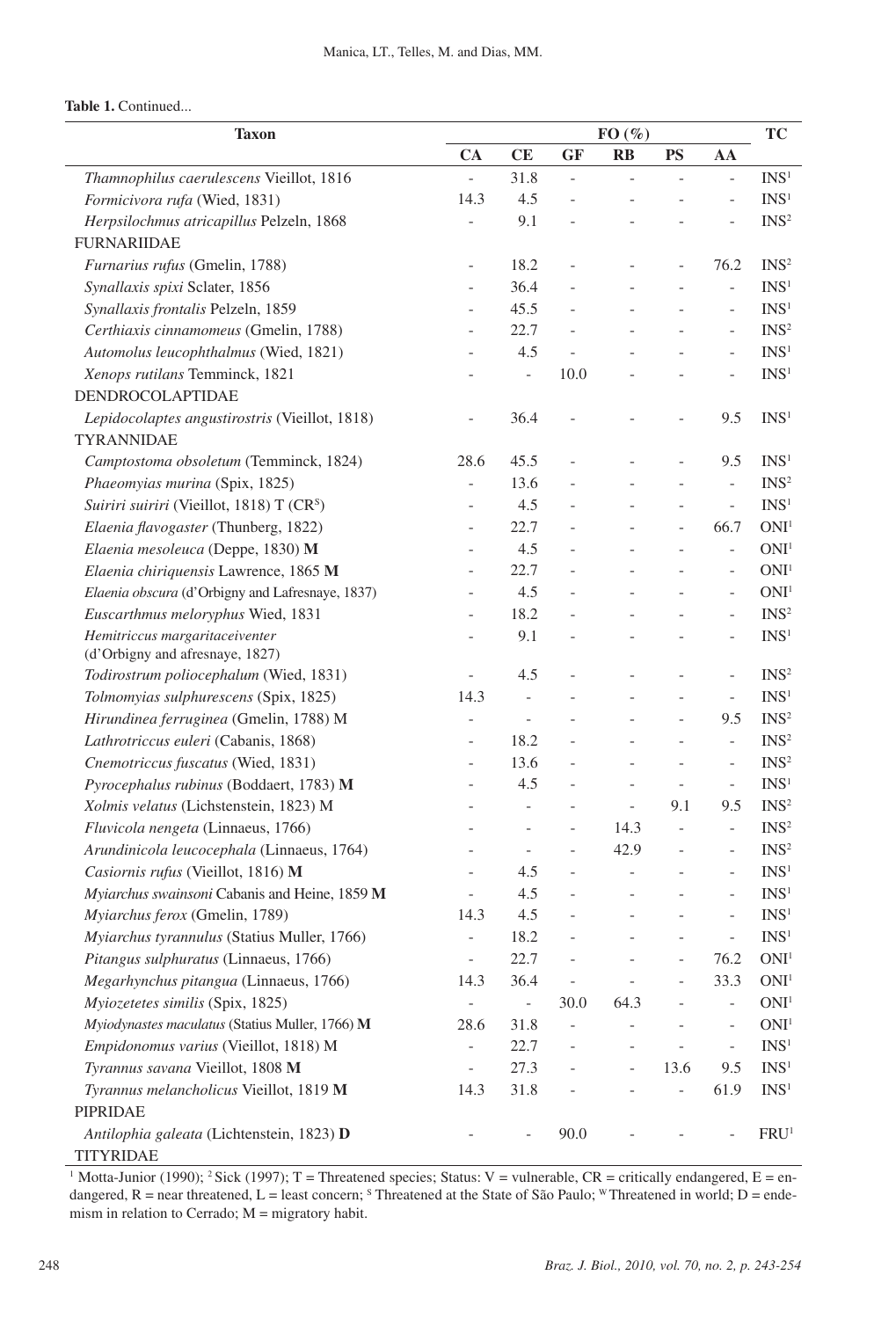**Table 1.** Continued...

| Taxon | FO (%) | | | | | | TC |
|---|---|---|---|---|---|---|---|
| | CA | CE | GF | RB | PS | AA | |
| *Thamnophilus caerulescens* Vieillot, 1816 | - | 31.8 | - | - | - | - | INS[1] |
| *Formicivora rufa* (Wied, 1831) | 14.3 | 4.5 | - | - | - | - | INS[1] |
| *Herpsilochmus atricapillus* Pelzeln, 1868 | - | 9.1 | - | - | - | - | INS[2] |
| FURNARIIDAE | | | | | | | |
| *Furnarius rufus* (Gmelin, 1788) | - | 18.2 | - | - | - | 76.2 | INS[2] |
| *Synallaxis spixi* Sclater, 1856 | - | 36.4 | - | - | - | - | INS[1] |
| *Synallaxis frontalis* Pelzeln, 1859 | - | 45.5 | - | - | - | - | INS[1] |
| *Certhiaxis cinnamomeus* (Gmelin, 1788) | - | 22.7 | - | - | - | - | INS[2] |
| *Automolus leucophthalmus* (Wied, 1821) | - | 4.5 | - | - | - | - | INS[1] |
| *Xenops rutilans* Temminck, 1821 | - | - | 10.0 | - | - | - | INS[1] |
| DENDROCOLAPTIDAE | | | | | | | |
| *Lepidocolaptes angustirostris* (Vieillot, 1818) | - | 36.4 | - | - | - | 9.5 | INS[1] |
| TYRANNIDAE | | | | | | | |
| *Camptostoma obsoletum* (Temminck, 1824) | 28.6 | 45.5 | - | - | - | 9.5 | INS[1] |
| *Phaeomyias murina* (Spix, 1825) | - | 13.6 | - | - | - | - | INS[2] |
| *Suiriri suiriri* (Vieillot, 1818) T (CR[S]) | - | 4.5 | - | - | - | - | INS[1] |
| *Elaenia flavogaster* (Thunberg, 1822) | - | 22.7 | - | - | - | 66.7 | ONI[1] |
| *Elaenia mesoleuca* (Deppe, 1830) **M** | - | 4.5 | - | - | - | - | ONI[1] |
| *Elaenia chiriquensis* Lawrence, 1865 **M** | - | 22.7 | - | - | - | - | ONI[1] |
| *Elaenia obscura* (d'Orbigny and Lafresnaye, 1837) | - | 4.5 | - | - | - | - | ONI[1] |
| *Euscarthmus meloryphus* Wied, 1831 | - | 18.2 | - | - | - | - | INS[2] |
| *Hemitriccus margaritaceiventer* (d'Orbigny and afresnaye, 1827) | - | 9.1 | - | - | - | - | INS[1] |
| *Todirostrum poliocephalum* (Wied, 1831) | - | 4.5 | - | - | - | - | INS[2] |
| *Tolmomyias sulphurescens* (Spix, 1825) | 14.3 | - | - | - | - | - | INS[1] |
| *Hirundinea ferruginea* (Gmelin, 1788) M | - | - | - | - | - | 9.5 | INS[2] |
| *Lathrotriccus euleri* (Cabanis, 1868) | - | 18.2 | - | - | - | - | INS[2] |
| *Cnemotriccus fuscatus* (Wied, 1831) | - | 13.6 | - | - | - | - | INS[2] |
| *Pyrocephalus rubinus* (Boddaert, 1783) **M** | - | 4.5 | - | - | - | - | INS[1] |
| *Xolmis velatus* (Lichstenstein, 1823) M | - | - | - | - | 9.1 | 9.5 | INS[2] |
| *Fluvicola nengeta* (Linnaeus, 1766) | - | - | - | 14.3 | - | - | INS[2] |
| *Arundinicola leucocephala* (Linnaeus, 1764) | - | - | - | 42.9 | - | - | INS[2] |
| *Casiornis rufus* (Vieillot, 1816) **M** | - | 4.5 | - | - | - | - | INS[1] |
| *Myiarchus swainsoni* Cabanis and Heine, 1859 **M** | - | 4.5 | - | - | - | - | INS[1] |
| *Myiarchus ferox* (Gmelin, 1789) | 14.3 | 4.5 | - | - | - | - | INS[1] |
| *Myiarchus tyrannulus* (Statius Muller, 1766) | - | 18.2 | - | - | - | - | INS[1] |
| *Pitangus sulphuratus* (Linnaeus, 1766) | - | 22.7 | - | - | - | 76.2 | ONI[1] |
| *Megarhynchus pitangua* (Linnaeus, 1766) | 14.3 | 36.4 | - | - | - | 33.3 | ONI[1] |
| *Myiozetetes similis* (Spix, 1825) | - | - | 30.0 | 64.3 | - | - | ONI[1] |
| *Myiodynastes maculatus* (Statius Muller, 1766) **M** | 28.6 | 31.8 | - | - | - | - | ONI[1] |
| *Empidonomus varius* (Vieillot, 1818) M | - | 22.7 | - | - | - | - | INS[1] |
| *Tyrannus savana* Vieillot, 1808 **M** | - | 27.3 | - | - | 13.6 | 9.5 | INS[1] |
| *Tyrannus melancholicus* Vieillot, 1819 **M** | 14.3 | 31.8 | - | - | - | 61.9 | INS[1] |
| PIPRIDAE | | | | | | | |
| *Antilophia galeata* (Lichtenstein, 1823) **D** | - | - | 90.0 | - | - | - | FRU[1] |
| TITYRIDAE | | | | | | | |

[1] Motta-Junior (1990); [2] Sick (1997); T = Threatened species; Status: V = vulnerable, CR = critically endangered, E = endangered, R = near threatened, L = least concern; [S] Threatened at the State of São Paulo; [W] Threatened in world; D = endemism in relation to Cerrado; M = migratory habit.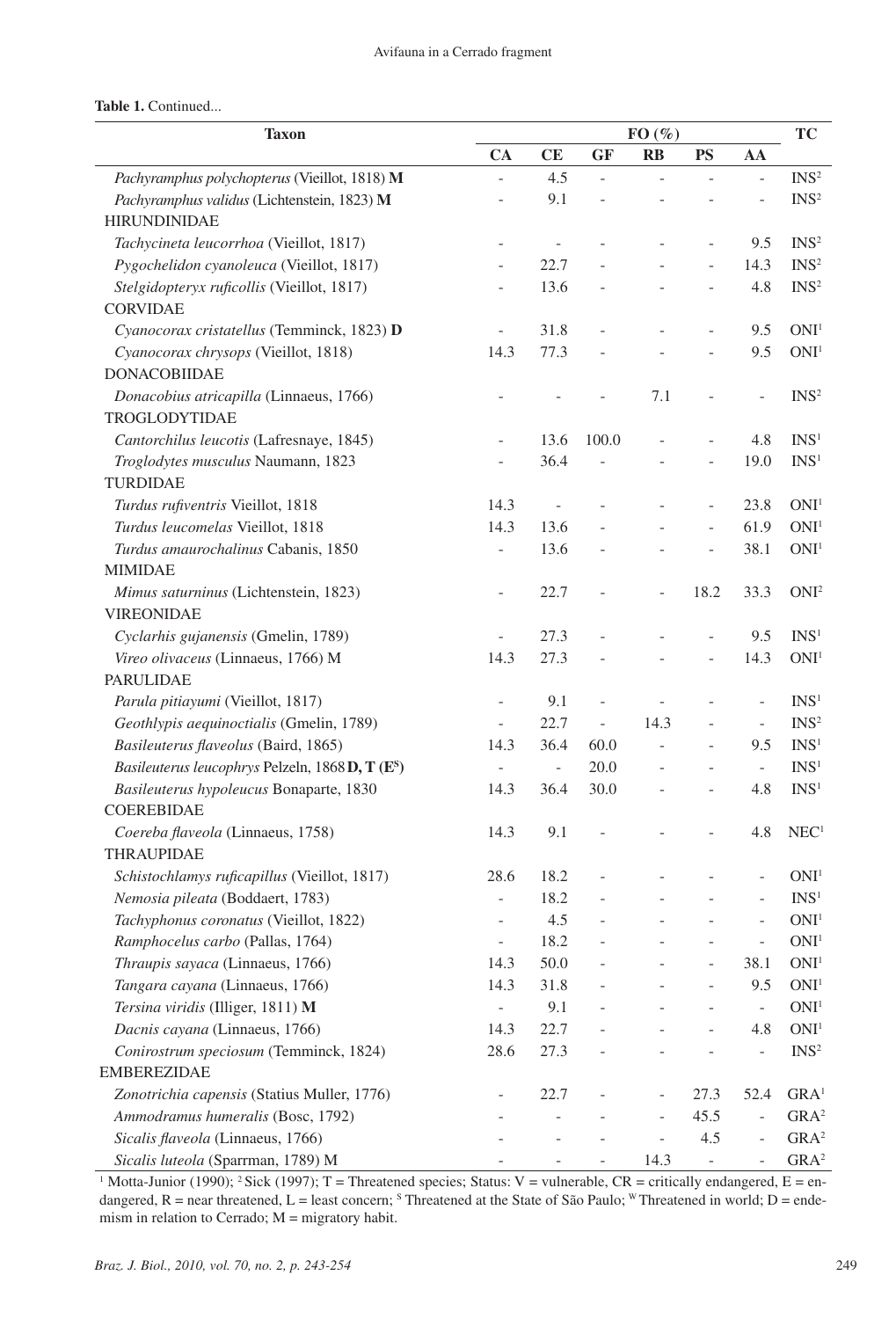**Table 1.** Continued...

| Taxon | FO (%) | | | | | | TC |
|---|---|---|---|---|---|---|---|
| | CA | CE | GF | RB | PS | AA | |
| *Pachyramphus polychopterus* (Vieillot, 1818) **M** | - | 4.5 | - | - | - | - | INS[2] |
| *Pachyramphus validus* (Lichtenstein, 1823) **M** | - | 9.1 | - | - | - | - | INS[2] |
| HIRUNDINIDAE | | | | | | | |
| *Tachycineta leucorrhoa* (Vieillot, 1817) | - | - | - | - | - | 9.5 | INS[2] |
| *Pygochelidon cyanoleuca* (Vieillot, 1817) | - | 22.7 | - | - | - | 14.3 | INS[2] |
| *Stelgidopteryx ruficollis* (Vieillot, 1817) | - | 13.6 | - | - | - | 4.8 | INS[2] |
| CORVIDAE | | | | | | | |
| *Cyanocorax cristatellus* (Temminck, 1823) **D** | - | 31.8 | - | - | - | 9.5 | ONI[1] |
| *Cyanocorax chrysops* (Vieillot, 1818) | 14.3 | 77.3 | - | - | - | 9.5 | ONI[1] |
| DONACOBIIDAE | | | | | | | |
| *Donacobius atricapilla* (Linnaeus, 1766) | - | - | - | 7.1 | - | - | INS[2] |
| TROGLODYTIDAE | | | | | | | |
| *Cantorchilus leucotis* (Lafresnaye, 1845) | - | 13.6 | 100.0 | - | - | 4.8 | INS[1] |
| *Troglodytes musculus* Naumann, 1823 | - | 36.4 | - | - | - | 19.0 | INS[1] |
| TURDIDAE | | | | | | | |
| *Turdus rufiventris* Vieillot, 1818 | 14.3 | - | - | - | - | 23.8 | ONI[1] |
| *Turdus leucomelas* Vieillot, 1818 | 14.3 | 13.6 | - | - | - | 61.9 | ONI[1] |
| *Turdus amaurochalinus* Cabanis, 1850 | - | 13.6 | - | - | - | 38.1 | ONI[1] |
| MIMIDAE | | | | | | | |
| *Mimus saturninus* (Lichtenstein, 1823) | - | 22.7 | - | - | 18.2 | 33.3 | ONI[2] |
| VIREONIDAE | | | | | | | |
| *Cyclarhis gujanensis* (Gmelin, 1789) | - | 27.3 | - | - | - | 9.5 | INS[1] |
| *Vireo olivaceus* (Linnaeus, 1766) M | 14.3 | 27.3 | - | - | - | 14.3 | ONI[1] |
| PARULIDAE | | | | | | | |
| *Parula pitiayumi* (Vieillot, 1817) | - | 9.1 | - | - | - | - | INS[1] |
| *Geothlypis aequinoctialis* (Gmelin, 1789) | - | 22.7 | - | 14.3 | - | - | INS[2] |
| *Basileuterus flaveolus* (Baird, 1865) | 14.3 | 36.4 | 60.0 | - | - | 9.5 | INS[1] |
| *Basileuterus leucophrys* Pelzeln, 1868 **D, T (E[S])** | - | - | 20.0 | - | - | - | INS[1] |
| *Basileuterus hypoleucus* Bonaparte, 1830 | 14.3 | 36.4 | 30.0 | - | - | 4.8 | INS[1] |
| COEREBIDAE | | | | | | | |
| *Coereba flaveola* (Linnaeus, 1758) | 14.3 | 9.1 | - | - | - | 4.8 | NEC[1] |
| THRAUPIDAE | | | | | | | |
| *Schistochlamys ruficapillus* (Vieillot, 1817) | 28.6 | 18.2 | - | - | - | - | ONI[1] |
| *Nemosia pileata* (Boddaert, 1783) | - | 18.2 | - | - | - | - | INS[1] |
| *Tachyphonus coronatus* (Vieillot, 1822) | - | 4.5 | - | - | - | - | ONI[1] |
| *Ramphocelus carbo* (Pallas, 1764) | - | 18.2 | - | - | - | - | ONI[1] |
| *Thraupis sayaca* (Linnaeus, 1766) | 14.3 | 50.0 | - | - | - | 38.1 | ONI[1] |
| *Tangara cayana* (Linnaeus, 1766) | 14.3 | 31.8 | - | - | - | 9.5 | ONI[1] |
| *Tersina viridis* (Illiger, 1811) **M** | - | 9.1 | - | - | - | - | ONI[1] |
| *Dacnis cayana* (Linnaeus, 1766) | 14.3 | 22.7 | - | - | - | 4.8 | ONI[1] |
| *Conirostrum speciosum* (Temminck, 1824) | 28.6 | 27.3 | - | - | - | - | INS[2] |
| EMBEREZIDAE | | | | | | | |
| *Zonotrichia capensis* (Statius Muller, 1776) | - | 22.7 | - | - | 27.3 | 52.4 | GRA[1] |
| *Ammodramus humeralis* (Bosc, 1792) | - | - | - | - | 45.5 | - | GRA[2] |
| *Sicalis flaveola* (Linnaeus, 1766) | - | - | - | - | 4.5 | - | GRA[2] |
| *Sicalis luteola* (Sparrman, 1789) M | - | - | - | 14.3 | - | - | GRA[2] |

[1] Motta-Junior (1990); [2] Sick (1997); T = Threatened species; Status: V = vulnerable, CR = critically endangered, E = endangered, R = near threatened, L = least concern; [S] Threatened at the State of São Paulo; [W] Threatened in world; D = endemism in relation to Cerrado; M = migratory habit.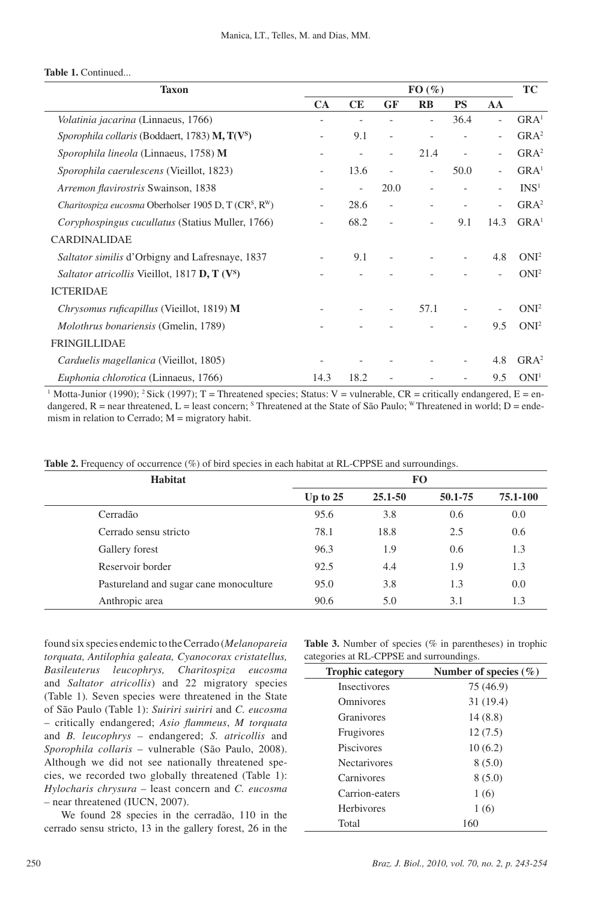**Table 1.** Continued...

| Taxon | FO (%) | | | | | | TC |
|---|---|---|---|---|---|---|---|
| | CA | CE | GF | RB | PS | AA | |
| *Volatinia jacarina* (Linnaeus, 1766) | - | - | - | - | 36.4 | - | GRA[1] |
| *Sporophila collaris* (Boddaert, 1783) **M, T(V[S])** | - | 9.1 | - | - | - | - | GRA[2] |
| *Sporophila lineola* (Linnaeus, 1758) **M** | - | - | - | 21.4 | - | - | GRA[2] |
| *Sporophila caerulescens* (Vieillot, 1823) | - | 13.6 | - | - | 50.0 | - | GRA[1] |
| *Arremon flavirostris* Swainson, 1838 | - | - | 20.0 | - | - | - | INS[1] |
| *Charitospiza eucosma* Oberholser 1905 D, T (CR[S], R[W]) | - | 28.6 | - | - | - | - | GRA[2] |
| *Coryphospingus cucullatus* (Statius Muller, 1766) | - | 68.2 | - | - | 9.1 | 14.3 | GRA[1] |
| CARDINALIDAE | | | | | | | |
| *Saltator similis* d'Orbigny and Lafresnaye, 1837 | - | 9.1 | - | - | - | 4.8 | ONI[2] |
| *Saltator atricollis* Vieillot, 1817 **D, T (V[S])** | - | - | - | - | - | - | ONI[2] |
| ICTERIDAE | | | | | | | |
| *Chrysomus ruficapillus* (Vieillot, 1819) **M** | - | - | - | 57.1 | - | - | ONI[2] |
| *Molothrus bonariensis* (Gmelin, 1789) | - | - | - | - | - | 9.5 | ONI[2] |
| FRINGILLIDAE | | | | | | | |
| *Carduelis magellanica* (Vieillot, 1805) | - | - | - | - | - | 4.8 | GRA[2] |
| *Euphonia chlorotica* (Linnaeus, 1766) | 14.3 | 18.2 | - | - | - | 9.5 | ONI[1] |

[1] Motta-Junior (1990); [2] Sick (1997); T = Threatened species; Status: V = vulnerable, CR = critically endangered, E = endangered, R = near threatened, L = least concern; [S] Threatened at the State of São Paulo; [W] Threatened in world; D = endemism in relation to Cerrado; M = migratory habit.

**Table 2.** Frequency of occurrence (%) of bird species in each habitat at RL-CPPSE and surroundings.

| Habitat | FO | | | |
|---|---|---|---|---|
| | Up to 25 | 25.1-50 | 50.1-75 | 75.1-100 |
| Cerradão | 95.6 | 3.8 | 0.6 | 0.0 |
| Cerrado sensu stricto | 78.1 | 18.8 | 2.5 | 0.6 |
| Gallery forest | 96.3 | 1.9 | 0.6 | 1.3 |
| Reservoir border | 92.5 | 4.4 | 1.9 | 1.3 |
| Pastureland and sugar cane monoculture | 95.0 | 3.8 | 1.3 | 0.0 |
| Anthropic area | 90.6 | 5.0 | 3.1 | 1.3 |

found six species endemic to the Cerrado (*Melanopareia torquata, Antilophia galeata, Cyanocorax cristatellus, Basileuterus leucophrys, Charitospiza eucosma* and *Saltator atricollis*) and 22 migratory species (Table 1). Seven species were threatened in the State of São Paulo (Table 1): *Suiriri suiriri* and *C. eucosma* – critically endangered; *Asio flammeus*, *M torquata* and *B. leucophrys* – endangered; *S. atricollis* and *Sporophila collaris* – vulnerable (São Paulo, 2008). Although we did not see nationally threatened species, we recorded two globally threatened (Table 1): *Hylocharis chrysura* – least concern and *C. eucosma* – near threatened (IUCN, 2007).

We found 28 species in the cerradão, 110 in the cerrado sensu stricto, 13 in the gallery forest, 26 in the

**Table 3.** Number of species (% in parentheses) in trophic categories at RL-CPPSE and surroundings.

| Trophic category | Number of species (%) |
|---|---|
| Insectivores | 75 (46.9) |
| Omnivores | 31 (19.4) |
| Granivores | 14 (8.8) |
| Frugivores | 12 (7.5) |
| Piscivores | 10 (6.2) |
| Nectarivores | 8 (5.0) |
| Carnivores | 8 (5.0) |
| Carrion-eaters | 1 (6) |
| Herbivores | 1 (6) |
| Total | 160 |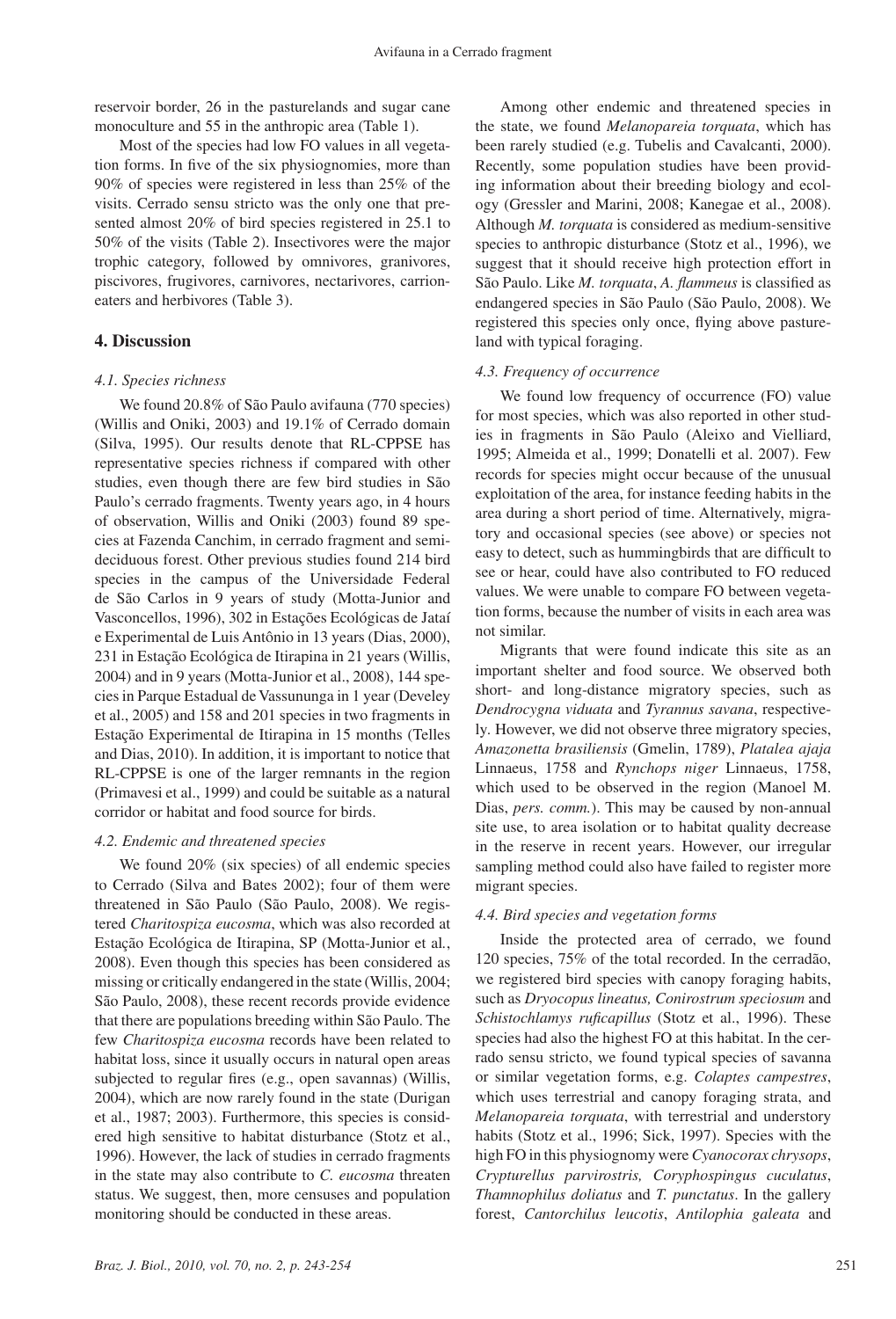reservoir border, 26 in the pasturelands and sugar cane monoculture and 55 in the anthropic area (Table 1).

Most of the species had low FO values in all vegetation forms. In five of the six physiognomies, more than 90% of species were registered in less than 25% of the visits. Cerrado sensu stricto was the only one that presented almost 20% of bird species registered in 25.1 to 50% of the visits (Table 2). Insectivores were the major trophic category, followed by omnivores, granivores, piscivores, frugivores, carnivores, nectarivores, carrion-eaters and herbivores (Table 3).

## 4. Discussion

### *4.1. Species richness*

We found 20.8% of São Paulo avifauna (770 species) (Willis and Oniki, 2003) and 19.1% of Cerrado domain (Silva, 1995). Our results denote that RL-CPPSE has representative species richness if compared with other studies, even though there are few bird studies in São Paulo's cerrado fragments. Twenty years ago, in 4 hours of observation, Willis and Oniki (2003) found 89 species at Fazenda Canchim, in cerrado fragment and semi-deciduous forest. Other previous studies found 214 bird species in the campus of the Universidade Federal de São Carlos in 9 years of study (Motta-Junior and Vasconcellos, 1996), 302 in Estações Ecológicas de Jataí e Experimental de Luis Antônio in 13 years (Dias, 2000), 231 in Estação Ecológica de Itirapina in 21 years (Willis, 2004) and in 9 years (Motta-Junior et al., 2008), 144 species in Parque Estadual de Vassununga in 1 year (Develey et al., 2005) and 158 and 201 species in two fragments in Estação Experimental de Itirapina in 15 months (Telles and Dias, 2010). In addition, it is important to notice that RL-CPPSE is one of the larger remnants in the region (Primavesi et al., 1999) and could be suitable as a natural corridor or habitat and food source for birds.

### *4.2. Endemic and threatened species*

We found 20% (six species) of all endemic species to Cerrado (Silva and Bates 2002); four of them were threatened in São Paulo (São Paulo, 2008). We registered *Charitospiza eucosma*, which was also recorded at Estação Ecológica de Itirapina, SP (Motta-Junior et al., 2008). Even though this species has been considered as missing or critically endangered in the state (Willis, 2004; São Paulo, 2008), these recent records provide evidence that there are populations breeding within São Paulo. The few *Charitospiza eucosma* records have been related to habitat loss, since it usually occurs in natural open areas subjected to regular fires (e.g., open savannas) (Willis, 2004), which are now rarely found in the state (Durigan et al., 1987; 2003). Furthermore, this species is considered high sensitive to habitat disturbance (Stotz et al., 1996). However, the lack of studies in cerrado fragments in the state may also contribute to *C. eucosma* threaten status. We suggest, then, more censuses and population monitoring should be conducted in these areas.

Among other endemic and threatened species in the state, we found *Melanopareia torquata*, which has been rarely studied (e.g. Tubelis and Cavalcanti, 2000). Recently, some population studies have been providing information about their breeding biology and ecology (Gressler and Marini, 2008; Kanegae et al., 2008). Although *M. torquata* is considered as medium-sensitive species to anthropic disturbance (Stotz et al., 1996), we suggest that it should receive high protection effort in São Paulo. Like *M. torquata*, *A. flammeus* is classified as endangered species in São Paulo (São Paulo, 2008). We registered this species only once, flying above pastureland with typical foraging.

### *4.3. Frequency of occurrence*

We found low frequency of occurrence (FO) value for most species, which was also reported in other studies in fragments in São Paulo (Aleixo and Vielliard, 1995; Almeida et al., 1999; Donatelli et al. 2007). Few records for species might occur because of the unusual exploitation of the area, for instance feeding habits in the area during a short period of time. Alternatively, migratory and occasional species (see above) or species not easy to detect, such as hummingbirds that are difficult to see or hear, could have also contributed to FO reduced values. We were unable to compare FO between vegetation forms, because the number of visits in each area was not similar.

Migrants that were found indicate this site as an important shelter and food source. We observed both short- and long-distance migratory species, such as *Dendrocygna viduata* and *Tyrannus savana*, respectively. However, we did not observe three migratory species, *Amazonetta brasiliensis* (Gmelin, 1789), *Platalea ajaja* Linnaeus, 1758 and *Rynchops niger* Linnaeus, 1758, which used to be observed in the region (Manoel M. Dias, *pers. comm.*). This may be caused by non-annual site use, to area isolation or to habitat quality decrease in the reserve in recent years. However, our irregular sampling method could also have failed to register more migrant species.

### *4.4. Bird species and vegetation forms*

Inside the protected area of cerrado, we found 120 species, 75% of the total recorded. In the cerradão, we registered bird species with canopy foraging habits, such as *Dryocopus lineatus, Conirostrum speciosum* and *Schistochlamys ruficapillus* (Stotz et al., 1996). These species had also the highest FO at this habitat. In the cerrado sensu stricto, we found typical species of savanna or similar vegetation forms, e.g. *Colaptes campestres*, which uses terrestrial and canopy foraging strata, and *Melanopareia torquata*, with terrestrial and understory habits (Stotz et al., 1996; Sick, 1997). Species with the high FO in this physiognomy were *Cyanocorax chrysops*, *Crypturellus parvirostris, Coryphospingus cuculatus*, *Thamnophilus doliatus* and *T. punctatus*. In the gallery forest, *Cantorchilus leucotis*, *Antilophia galeata* and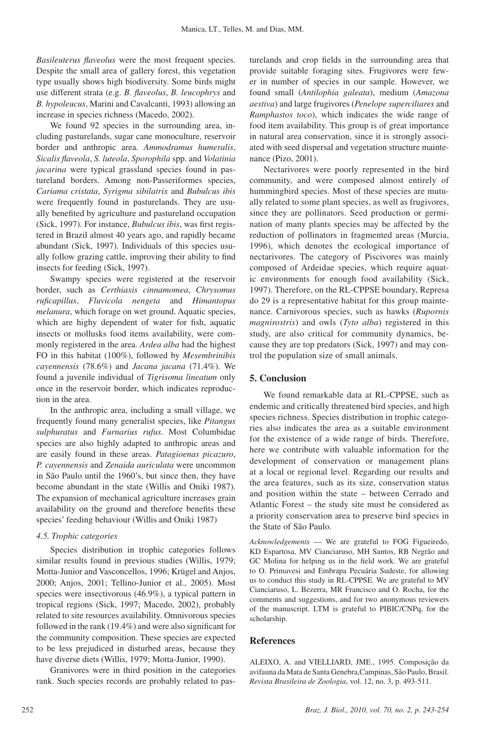*Basileuterus flaveolus* were the most frequent species. Despite the small area of gallery forest, this vegetation type usually shows high biodiversity. Some birds might use different strata (e.g. *B. flaveolus*, *B. leucophrys* and *B. hypoleucus*, Marini and Cavalcanti, 1993) allowing an increase in species richness (Macedo, 2002).

We found 92 species in the surrounding area, including pasturelands, sugar cane monoculture, reservoir border and anthropic area. *Ammodramus humeralis*, *Sicalis flaveola*, *S. luteola*, *Sporophila* spp. and *Volatinia jacarina* were typical grassland species found in pastureland borders. Among non-Passeriformes species, *Cariama cristata*, *Syrigma sibilatrix* and *Bubulcus ibis* were frequently found in pasturelands. They are usually benefited by agriculture and pastureland occupation (Sick, 1997). For instance, *Bubulcus ibis*, was first registered in Brazil almost 40 years ago, and rapidly became abundant (Sick, 1997). Individuals of this species usually follow grazing cattle, improving their ability to find insects for feeding (Sick, 1997).

Swampy species were registered at the reservoir border, such as *Certhiaxis cinnamomea*, *Chrysomus ruficapillus*, *Fluvicola nengeta* and *Himantopus melanura*, which forage on wet ground. Aquatic species, which are highy dependent of water for fish, aquatic insects or mollusks food items availability, were commonly registered in the area. *Ardea alba* had the highest FO in this habitat (100%), followed by *Mesembrinibis cayennensis* (78.6%) and *Jacana jacana* (71.4%). We found a juvenile individual of *Tigrisoma lineatum* only once in the reservoir border, which indicates reproduction in the area.

In the anthropic area, including a small village, we frequently found many generalist species, like *Pitangus sulphuratus* and *Furnarius rufus*. Most Columbidae species are also highly adapted to anthropic areas and are easily found in these areas. *Patagioenas picazuro*, *P. cayennensis* and *Zenaida auriculata* were uncommon in São Paulo until the 1960's, but since then, they have become abundant in the state (Willis and Oniki 1987). The expansion of mechanical agriculture increases grain availability on the ground and therefore benefits these species' feeding behaviour (Willis and Oniki 1987)

### *4.5. Trophic categories*

Species distribution in trophic categories follows similar results found in previous studies (Willis, 1979; Motta-Junior and Vasconcellos, 1996; Krügel and Anjos, 2000; Anjos, 2001; Tellino-Junior et al., 2005). Most species were insectivorous (46.9%), a typical pattern in tropical regions (Sick, 1997; Macedo, 2002), probably related to site resources availability. Omnivorous species followed in the rank (19.4%) and were also significant for the community composition. These species are expected to be less prejudiced in disturbed areas, because they have diverse diets (Willis, 1979; Motta-Junior, 1990).

Granivores were in third position in the categories rank. Such species records are probably related to pasturelands and crop fields in the surrounding area that provide suitable foraging sites. Frugivores were fewer in number of species in our sample. However, we found small (*Antilophia galeata*), medium (*Amazona aestiva*) and large frugivores (*Penelope superciliares* and *Ramphastos toco*), which indicates the wide range of food item availability. This group is of great importance in natural area conservation, since it is strongly associated with seed dispersal and vegetation structure maintenance (Pizo, 2001).

Nectarivores were poorly represented in the bird community, and were composed almost entirely of hummingbird species. Most of these species are mutually related to some plant species, as well as frugivores, since they are pollinators. Seed production or germination of many plants species may be affected by the reduction of pollinators in fragmented areas (Murcia, 1996), which denotes the ecological importance of nectarivores. The category of Piscivores was mainly composed of Ardeidae species, which require aquatic environments for enough food availability (Sick, 1997). Therefore, on the RL-CPPSE boundary, Represa do 29 is a representative habitat for this group maintenance. Carnivorous species, such as hawks (*Rupornis magnirostris*) and owls (*Tyto alba*) registered in this study, are also critical for community dynamics, because they are top predators (Sick, 1997) and may control the population size of small animals.

## 5. Conclusion

We found remarkable data at RL-CPPSE, such as endemic and critically threatened bird species, and high species richness. Species distribution in trophic categories also indicates the area as a suitable environment for the existence of a wide range of birds. Therefore, here we contribute with valuable information for the development of conservation or management plans at a local or regional level. Regarding our results and the area features, such as its size, conservation status and position within the state – between Cerrado and Atlantic Forest – the study site must be considered as a priority conservation area to preserve bird species in the State of São Paulo.

*Acknowledgements* — We are grateful to FOG Figueiredo, KD Espartosa, MV Cianciaruso, MH Santos, RB Negrão and GC Molina for helping us in the field work. We are grateful to O. Primavesi and Embrapa Pecuária Sudeste, for allowing us to conduct this study in RL-CPPSE. We are grateful to MV Cianciaruso, L. Bezerra, MR Francisco and O. Rocha, for the comments and suggestions, and for two anonymous reviewers of the manuscript. LTM is grateful to PIBIC/CNPq, for the scholarship.

## References

ALEIXO, A. and VIELLIARD, JME., 1995. Composição da avifauna da Mata de Santa Genebra,Campinas, São Paulo, Brasil. *Revista Brasileira de Zoologia*, vol. 12, no. 3, p. 493-511.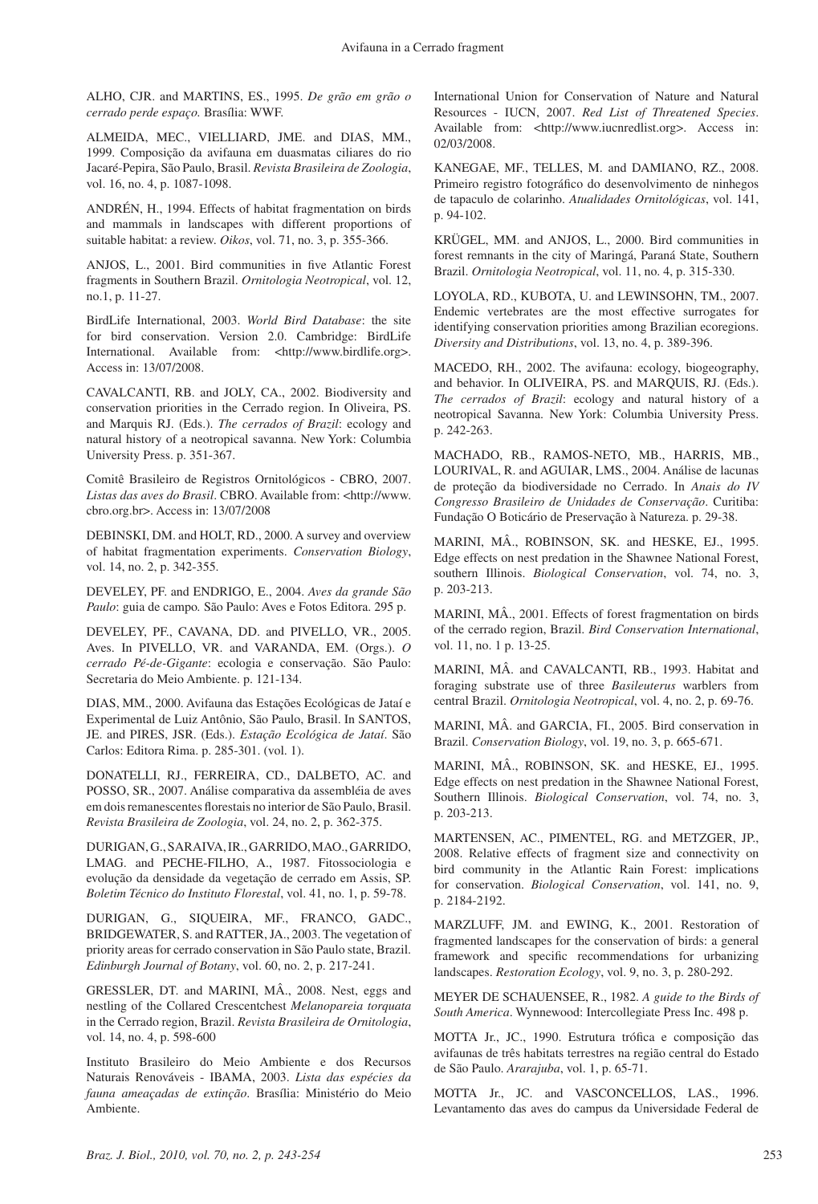ALHO, CJR. and MARTINS, ES., 1995. *De grão em grão o cerrado perde espaço.* Brasília: WWF.

ALMEIDA, MEC., VIELLIARD, JME. and DIAS, MM., 1999. Composição da avifauna em duasmatas ciliares do rio Jacaré-Pepira, São Paulo, Brasil. *Revista Brasileira de Zoologia*, vol. 16, no. 4, p. 1087-1098.

ANDRÉN, H., 1994. Effects of habitat fragmentation on birds and mammals in landscapes with different proportions of suitable habitat: a review. *Oikos*, vol. 71, no. 3, p. 355-366.

ANJOS, L., 2001. Bird communities in five Atlantic Forest fragments in Southern Brazil. *Ornitologia Neotropical*, vol. 12, no.1, p. 11-27.

BirdLife International, 2003. *World Bird Database*: the site for bird conservation. Version 2.0. Cambridge: BirdLife International. Available from: <http://www.birdlife.org>. Access in: 13/07/2008.

CAVALCANTI, RB. and JOLY, CA., 2002. Biodiversity and conservation priorities in the Cerrado region. In Oliveira, PS. and Marquis RJ. (Eds.). *The cerrados of Brazil*: ecology and natural history of a neotropical savanna. New York: Columbia University Press. p. 351-367.

Comitê Brasileiro de Registros Ornitológicos - CBRO, 2007. *Listas das aves do Brasil*. CBRO. Available from: <http://www.cbro.org.br>. Access in: 13/07/2008

DEBINSKI, DM. and HOLT, RD., 2000. A survey and overview of habitat fragmentation experiments. *Conservation Biology*, vol. 14, no. 2, p. 342-355.

DEVELEY, PF. and ENDRIGO, E., 2004. *Aves da grande São Paulo*: guia de campo. São Paulo: Aves e Fotos Editora. 295 p.

DEVELEY, PF., CAVANA, DD. and PIVELLO, VR., 2005. Aves. In PIVELLO, VR. and VARANDA, EM. (Orgs.). *O cerrado Pé-de-Gigante*: ecologia e conservação. São Paulo: Secretaria do Meio Ambiente. p. 121-134.

DIAS, MM., 2000. Avifauna das Estações Ecológicas de Jataí e Experimental de Luiz Antônio, São Paulo, Brasil. In SANTOS, JE. and PIRES, JSR. (Eds.). *Estação Ecológica de Jataí*. São Carlos: Editora Rima. p. 285-301. (vol. 1).

DONATELLI, RJ., FERREIRA, CD., DALBETO, AC. and POSSO, SR., 2007. Análise comparativa da assembléia de aves em dois remanescentes florestais no interior de São Paulo, Brasil. *Revista Brasileira de Zoologia*, vol. 24, no. 2, p. 362-375.

DURIGAN, G., SARAIVA, IR., GARRIDO, MAO., GARRIDO, LMAG. and PECHE-FILHO, A., 1987. Fitossociologia e evolução da densidade da vegetação de cerrado em Assis, SP. *Boletim Técnico do Instituto Florestal*, vol. 41, no. 1, p. 59-78.

DURIGAN, G., SIQUEIRA, MF., FRANCO, GADC., BRIDGEWATER, S. and RATTER, JA., 2003. The vegetation of priority areas for cerrado conservation in São Paulo state, Brazil. *Edinburgh Journal of Botany*, vol. 60, no. 2, p. 217-241.

GRESSLER, DT. and MARINI, MÂ., 2008. Nest, eggs and nestling of the Collared Crescentchest *Melanopareia torquata* in the Cerrado region, Brazil. *Revista Brasileira de Ornitologia*, vol. 14, no. 4, p. 598-600

Instituto Brasileiro do Meio Ambiente e dos Recursos Naturais Renováveis - IBAMA, 2003. *Lista das espécies da fauna ameaçadas de extinção*. Brasília: Ministério do Meio Ambiente.

International Union for Conservation of Nature and Natural Resources - IUCN, 2007. *Red List of Threatened Species*. Available from: <http://www.iucnredlist.org>. Access in: 02/03/2008.

KANEGAE, MF., TELLES, M. and DAMIANO, RZ., 2008. Primeiro registro fotográfico do desenvolvimento de ninhegos de tapaculo de colarinho. *Atualidades Ornitológicas*, vol. 141, p. 94-102.

KRÜGEL, MM. and ANJOS, L., 2000. Bird communities in forest remnants in the city of Maringá, Paraná State, Southern Brazil. *Ornitologia Neotropical*, vol. 11, no. 4, p. 315-330.

LOYOLA, RD., KUBOTA, U. and LEWINSOHN, TM., 2007. Endemic vertebrates are the most effective surrogates for identifying conservation priorities among Brazilian ecoregions. *Diversity and Distributions*, vol. 13, no. 4, p. 389-396.

MACEDO, RH., 2002. The avifauna: ecology, biogeography, and behavior. In OLIVEIRA, PS. and MARQUIS, RJ. (Eds.). *The cerrados of Brazil*: ecology and natural history of a neotropical Savanna. New York: Columbia University Press. p. 242-263.

MACHADO, RB., RAMOS-NETO, MB., HARRIS, MB., LOURIVAL, R. and AGUIAR, LMS., 2004. Análise de lacunas de proteção da biodiversidade no Cerrado. In *Anais do IV Congresso Brasileiro de Unidades de Conservação*. Curitiba: Fundação O Boticário de Preservação à Natureza. p. 29-38.

MARINI, MÂ., ROBINSON, SK. and HESKE, EJ., 1995. Edge effects on nest predation in the Shawnee National Forest, southern Illinois. *Biological Conservation*, vol. 74, no. 3, p. 203-213.

MARINI, MÂ., 2001. Effects of forest fragmentation on birds of the cerrado region, Brazil. *Bird Conservation International*, vol. 11, no. 1 p. 13-25.

MARINI, MÂ. and CAVALCANTI, RB., 1993. Habitat and foraging substrate use of three *Basileuterus* warblers from central Brazil. *Ornitologia Neotropical*, vol. 4, no. 2, p. 69-76.

MARINI, MÂ. and GARCIA, FI., 2005. Bird conservation in Brazil. *Conservation Biology*, vol. 19, no. 3, p. 665-671.

MARINI, MÂ., ROBINSON, SK. and HESKE, EJ., 1995. Edge effects on nest predation in the Shawnee National Forest, Southern Illinois. *Biological Conservation*, vol. 74, no. 3, p. 203-213.

MARTENSEN, AC., PIMENTEL, RG. and METZGER, JP., 2008. Relative effects of fragment size and connectivity on bird community in the Atlantic Rain Forest: implications for conservation. *Biological Conservation*, vol. 141, no. 9, p. 2184-2192.

MARZLUFF, JM. and EWING, K., 2001. Restoration of fragmented landscapes for the conservation of birds: a general framework and specific recommendations for urbanizing landscapes. *Restoration Ecology*, vol. 9, no. 3, p. 280-292.

MEYER DE SCHAUENSEE, R., 1982. *A guide to the Birds of South America*. Wynnewood: Intercollegiate Press Inc. 498 p.

MOTTA Jr., JC., 1990. Estrutura trófica e composição das avifaunas de três habitats terrestres na região central do Estado de São Paulo. *Ararajuba*, vol. 1, p. 65-71.

MOTTA Jr., JC. and VASCONCELLOS, LAS., 1996. Levantamento das aves do campus da Universidade Federal de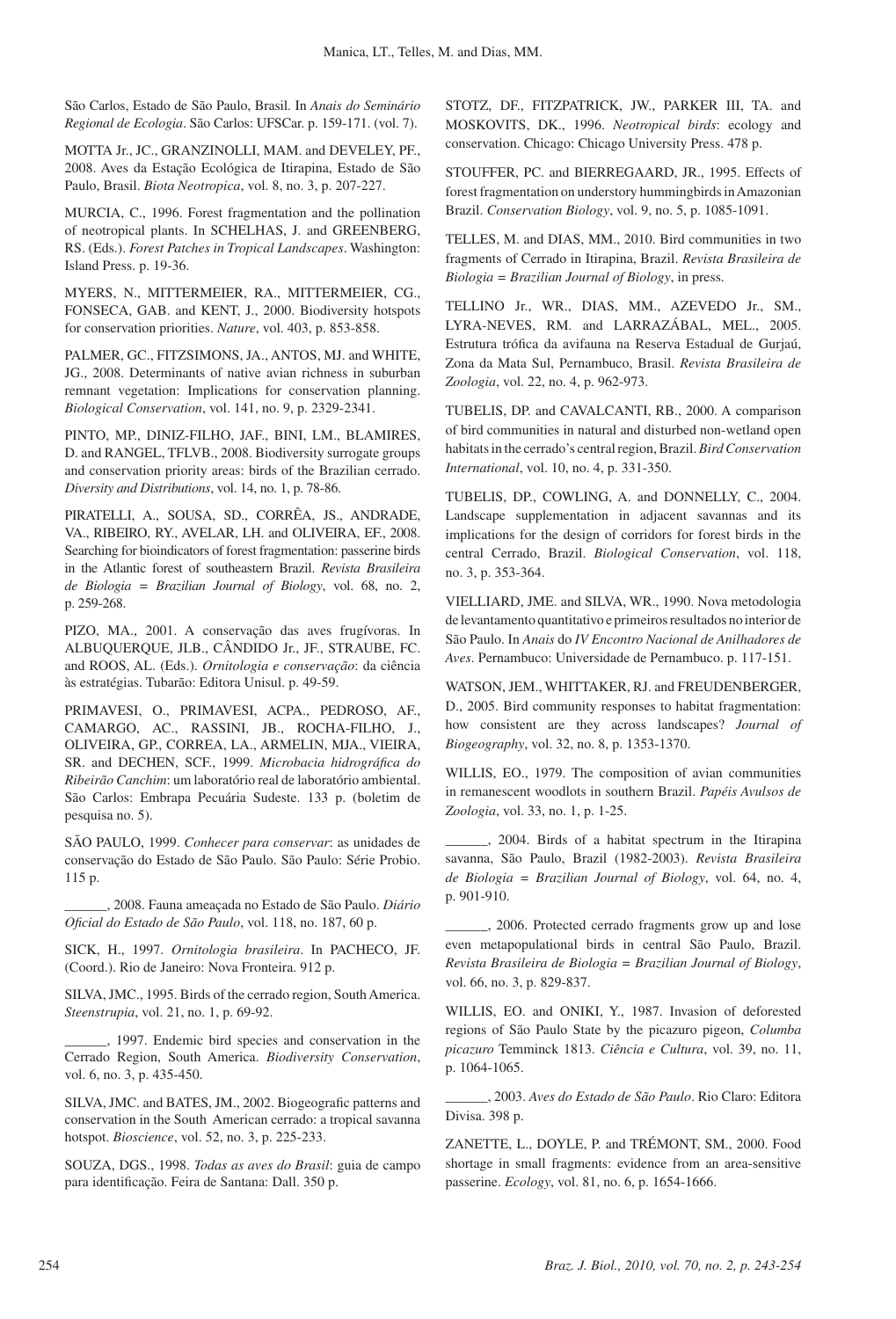São Carlos, Estado de São Paulo, Brasil. In *Anais do Seminário Regional de Ecologia*. São Carlos: UFSCar. p. 159-171. (vol. 7).

MOTTA Jr., JC., GRANZINOLLI, MAM. and DEVELEY, PF., 2008. Aves da Estação Ecológica de Itirapina, Estado de São Paulo, Brasil. *Biota Neotropica*, vol. 8, no. 3, p. 207-227.

MURCIA, C., 1996. Forest fragmentation and the pollination of neotropical plants. In SCHELHAS, J. and GREENBERG, RS. (Eds.). *Forest Patches in Tropical Landscapes*. Washington: Island Press. p. 19-36.

MYERS, N., MITTERMEIER, RA., MITTERMEIER, CG., FONSECA, GAB. and KENT, J., 2000. Biodiversity hotspots for conservation priorities. *Nature*, vol. 403, p. 853-858.

PALMER, GC., FITZSIMONS, JA., ANTOS, MJ. and WHITE, JG., 2008. Determinants of native avian richness in suburban remnant vegetation: Implications for conservation planning. *Biological Conservation*, vol. 141, no. 9, p. 2329-2341.

PINTO, MP., DINIZ-FILHO, JAF., BINI, LM., BLAMIRES, D. and RANGEL, TFLVB., 2008. Biodiversity surrogate groups and conservation priority areas: birds of the Brazilian cerrado. *Diversity and Distributions*, vol. 14, no. 1, p. 78-86.

PIRATELLI, A., SOUSA, SD., CORRÊA, JS., ANDRADE, VA., RIBEIRO, RY., AVELAR, LH. and OLIVEIRA, EF., 2008. Searching for bioindicators of forest fragmentation: passerine birds in the Atlantic forest of southeastern Brazil. *Revista Brasileira de Biologia = Brazilian Journal of Biology*, vol. 68, no. 2, p. 259-268.

PIZO, MA., 2001. A conservação das aves frugívoras. In ALBUQUERQUE, JLB., CÂNDIDO Jr., JF., STRAUBE, FC. and ROOS, AL. (Eds.). *Ornitologia e conservação*: da ciência às estratégias. Tubarão: Editora Unisul. p. 49-59.

PRIMAVESI, O., PRIMAVESI, ACPA., PEDROSO, AF., CAMARGO, AC., RASSINI, JB., ROCHA-FILHO, J., OLIVEIRA, GP., CORREA, LA., ARMELIN, MJA., VIEIRA, SR. and DECHEN, SCF., 1999. *Microbacia hidrográfica do Ribeirão Canchim*: um laboratório real de laboratório ambiental. São Carlos: Embrapa Pecuária Sudeste. 133 p. (boletim de pesquisa no. 5).

SÃO PAULO, 1999. *Conhecer para conservar*: as unidades de conservação do Estado de São Paulo. São Paulo: Série Probio. 115 p.

______, 2008. Fauna ameaçada no Estado de São Paulo. *Diário Oficial do Estado de São Paulo*, vol. 118, no. 187, 60 p.

SICK, H., 1997. *Ornitologia brasileira*. In PACHECO, JF. (Coord.). Rio de Janeiro: Nova Fronteira. 912 p.

SILVA, JMC., 1995. Birds of the cerrado region, South America. *Steenstrupia*, vol. 21, no. 1, p. 69-92.

______, 1997. Endemic bird species and conservation in the Cerrado Region, South America. *Biodiversity Conservation*, vol. 6, no. 3, p. 435-450.

SILVA, JMC. and BATES, JM., 2002. Biogeografic patterns and conservation in the South American cerrado: a tropical savanna hotspot. *Bioscience*, vol. 52, no. 3, p. 225-233.

SOUZA, DGS., 1998. *Todas as aves do Brasil*: guia de campo para identificação. Feira de Santana: Dall. 350 p.

STOTZ, DF., FITZPATRICK, JW., PARKER III, TA. and MOSKOVITS, DK., 1996. *Neotropical birds*: ecology and conservation. Chicago: Chicago University Press. 478 p.

STOUFFER, PC. and BIERREGAARD, JR., 1995. Effects of forest fragmentation on understory hummingbirds in Amazonian Brazil. *Conservation Biology*, vol. 9, no. 5, p. 1085-1091.

TELLES, M. and DIAS, MM., 2010. Bird communities in two fragments of Cerrado in Itirapina, Brazil. *Revista Brasileira de Biologia = Brazilian Journal of Biology*, in press.

TELLINO Jr., WR., DIAS, MM., AZEVEDO Jr., SM., LYRA-NEVES, RM. and LARRAZÁBAL, MEL., 2005. Estrutura trófica da avifauna na Reserva Estadual de Gurjaú, Zona da Mata Sul, Pernambuco, Brasil. *Revista Brasileira de Zoologia*, vol. 22, no. 4, p. 962-973.

TUBELIS, DP. and CAVALCANTI, RB., 2000. A comparison of bird communities in natural and disturbed non-wetland open habitats in the cerrado's central region, Brazil. *Bird Conservation International*, vol. 10, no. 4, p. 331-350.

TUBELIS, DP., COWLING, A. and DONNELLY, C., 2004. Landscape supplementation in adjacent savannas and its implications for the design of corridors for forest birds in the central Cerrado, Brazil. *Biological Conservation*, vol. 118, no. 3, p. 353-364.

VIELLIARD, JME. and SILVA, WR., 1990. Nova metodologia de levantamento quantitativo e primeiros resultados no interior de São Paulo. In *Anais* do *IV Encontro Nacional de Anilhadores de Aves*. Pernambuco: Universidade de Pernambuco. p. 117-151.

WATSON, JEM., WHITTAKER, RJ. and FREUDENBERGER, D., 2005. Bird community responses to habitat fragmentation: how consistent are they across landscapes? *Journal of Biogeography*, vol. 32, no. 8, p. 1353-1370.

WILLIS, EO., 1979. The composition of avian communities in remanescent woodlots in southern Brazil. *Papéis Avulsos de Zoologia*, vol. 33, no. 1, p. 1-25.

______, 2004. Birds of a habitat spectrum in the Itirapina savanna, São Paulo, Brazil (1982-2003). *Revista Brasileira de Biologia = Brazilian Journal of Biology*, vol. 64, no. 4, p. 901-910.

______, 2006. Protected cerrado fragments grow up and lose even metapopulational birds in central São Paulo, Brazil. *Revista Brasileira de Biologia = Brazilian Journal of Biology*, vol. 66, no. 3, p. 829-837.

WILLIS, EO. and ONIKI, Y., 1987. Invasion of deforested regions of São Paulo State by the picazuro pigeon, *Columba picazuro* Temminck 1813. *Ciência e Cultura*, vol. 39, no. 11, p. 1064-1065.

______, 2003. *Aves do Estado de São Paulo*. Rio Claro: Editora Divisa. 398 p.

ZANETTE, L., DOYLE, P. and TRÉMONT, SM., 2000. Food shortage in small fragments: evidence from an area-sensitive passerine. *Ecology*, vol. 81, no. 6, p. 1654-1666.